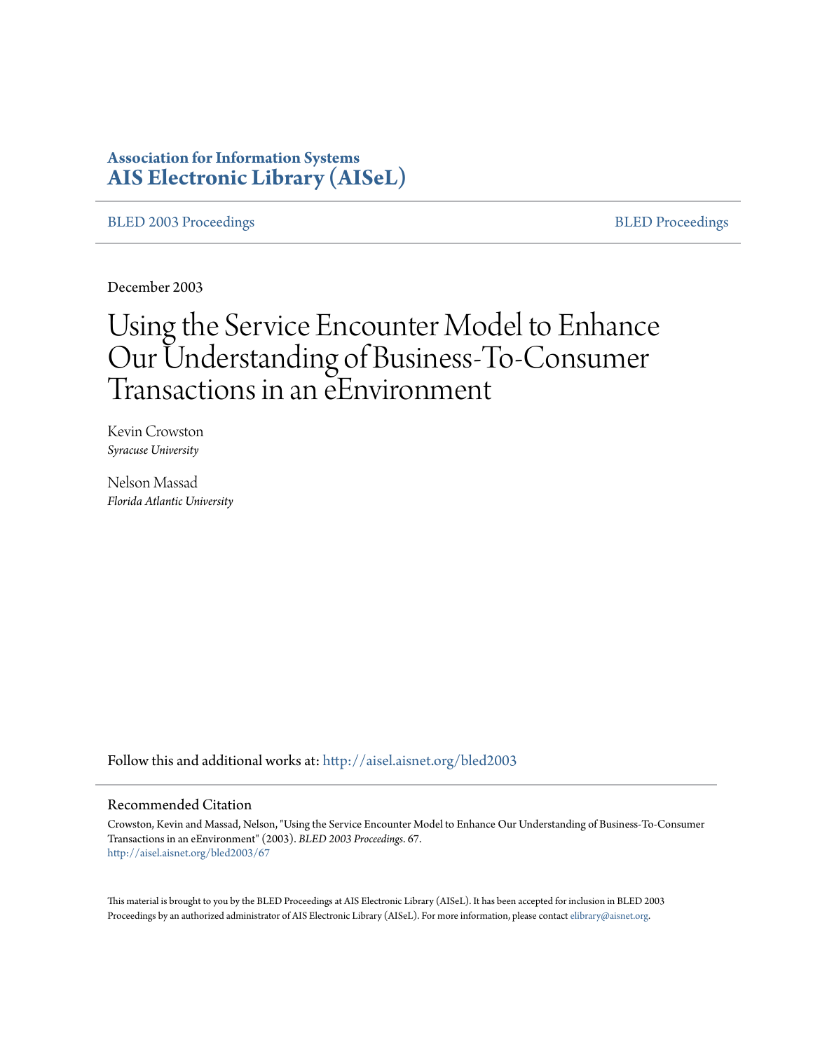**Association for Information Systems**
**AIS Electronic Library (AISeL)**

BLED 2003 Proceedings | BLED Proceedings

December 2003

# Using the Service Encounter Model to Enhance Our Understanding of Business-To-Consumer Transactions in an eEnvironment

Kevin Crowston
*Syracuse University*

Nelson Massad
*Florida Atlantic University*

Follow this and additional works at: http://aisel.aisnet.org/bled2003

## Recommended Citation

Crowston, Kevin and Massad, Nelson, "Using the Service Encounter Model to Enhance Our Understanding of Business-To-Consumer Transactions in an eEnvironment" (2003). *BLED 2003 Proceedings*. 67.
http://aisel.aisnet.org/bled2003/67

This material is brought to you by the BLED Proceedings at AIS Electronic Library (AISeL). It has been accepted for inclusion in BLED 2003 Proceedings by an authorized administrator of AIS Electronic Library (AISeL). For more information, please contact elibrary@aisnet.org.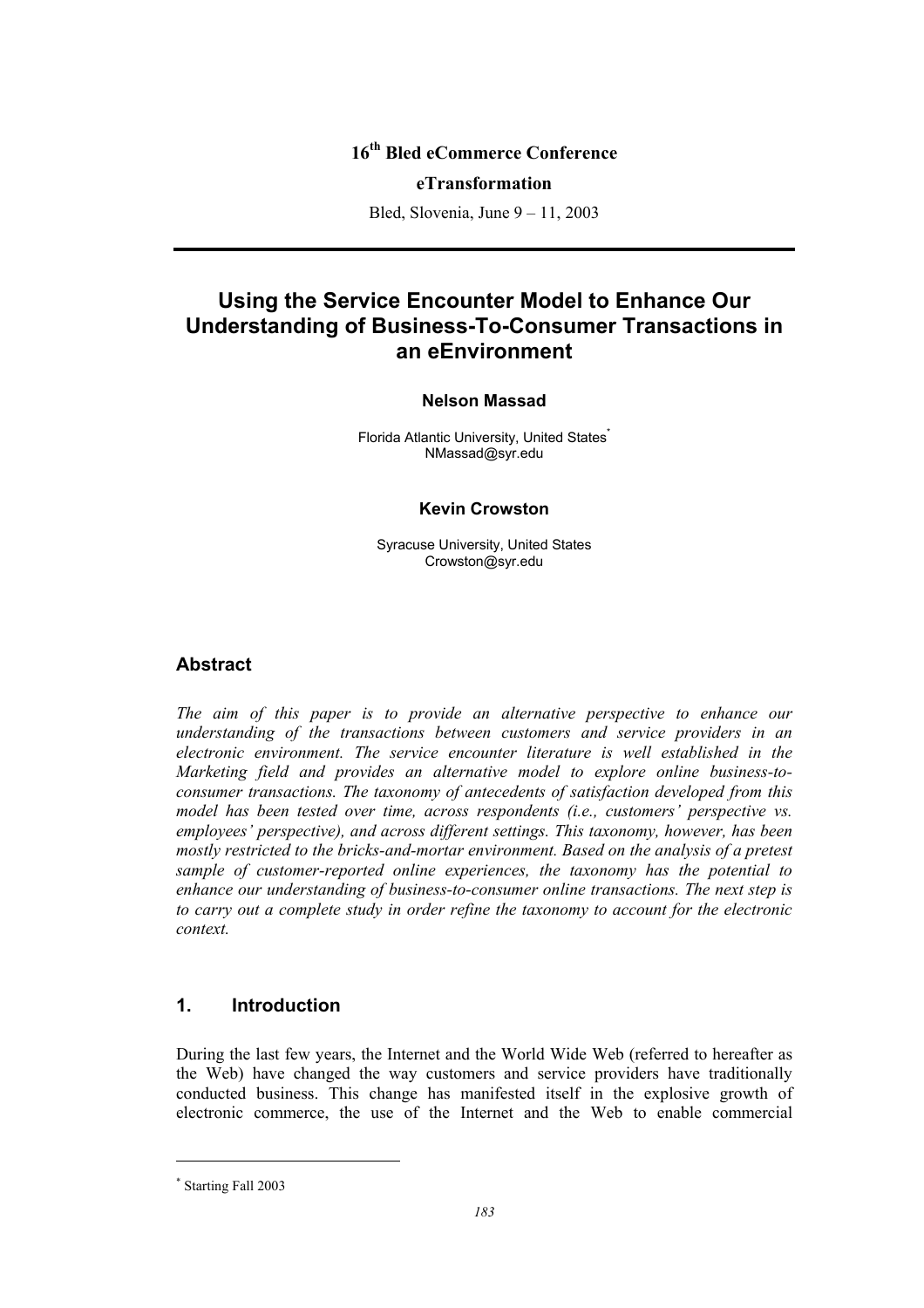16th Bled eCommerce Conference

eTransformation

Bled, Slovenia, June 9 – 11, 2003

# Using the Service Encounter Model to Enhance Our Understanding of Business-To-Consumer Transactions in an eEnvironment

**Nelson Massad**

Florida Atlantic University, United States*
NMassad@syr.edu

**Kevin Crowston**

Syracuse University, United States
Crowston@syr.edu

## Abstract

*The aim of this paper is to provide an alternative perspective to enhance our understanding of the transactions between customers and service providers in an electronic environment. The service encounter literature is well established in the Marketing field and provides an alternative model to explore online business-to-consumer transactions. The taxonomy of antecedents of satisfaction developed from this model has been tested over time, across respondents (i.e., customers' perspective vs. employees' perspective), and across different settings. This taxonomy, however, has been mostly restricted to the bricks-and-mortar environment. Based on the analysis of a pretest sample of customer-reported online experiences, the taxonomy has the potential to enhance our understanding of business-to-consumer online transactions. The next step is to carry out a complete study in order refine the taxonomy to account for the electronic context.*

## 1. Introduction

During the last few years, the Internet and the World Wide Web (referred to hereafter as the Web) have changed the way customers and service providers have traditionally conducted business. This change has manifested itself in the explosive growth of electronic commerce, the use of the Internet and the Web to enable commercial

* Starting Fall 2003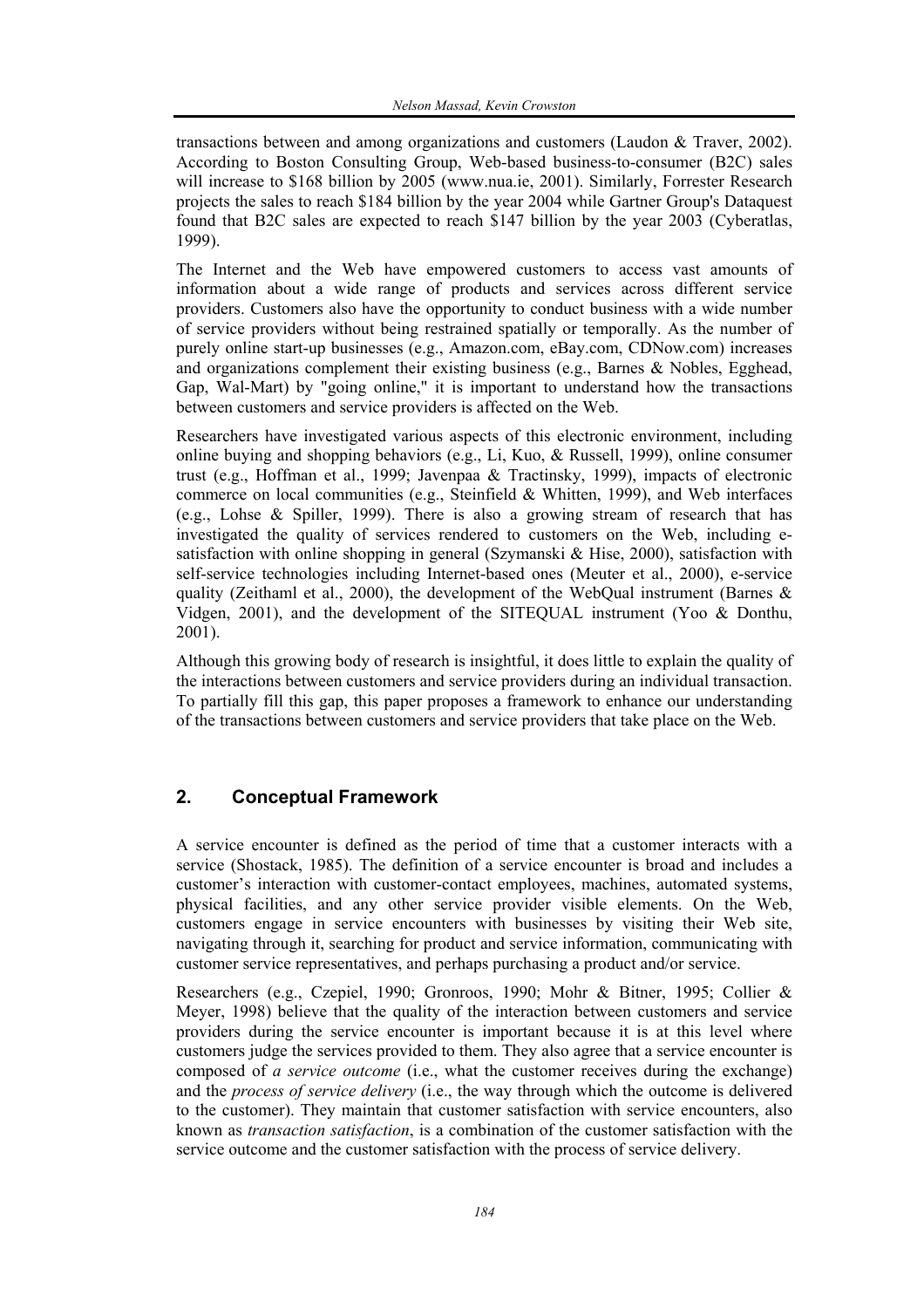transactions between and among organizations and customers (Laudon & Traver, 2002). According to Boston Consulting Group, Web-based business-to-consumer (B2C) sales will increase to $168 billion by 2005 (www.nua.ie, 2001). Similarly, Forrester Research projects the sales to reach $184 billion by the year 2004 while Gartner Group's Dataquest found that B2C sales are expected to reach $147 billion by the year 2003 (Cyberatlas, 1999).

The Internet and the Web have empowered customers to access vast amounts of information about a wide range of products and services across different service providers. Customers also have the opportunity to conduct business with a wide number of service providers without being restrained spatially or temporally. As the number of purely online start-up businesses (e.g., Amazon.com, eBay.com, CDNow.com) increases and organizations complement their existing business (e.g., Barnes & Nobles, Egghead, Gap, Wal-Mart) by "going online," it is important to understand how the transactions between customers and service providers is affected on the Web.

Researchers have investigated various aspects of this electronic environment, including online buying and shopping behaviors (e.g., Li, Kuo, & Russell, 1999), online consumer trust (e.g., Hoffman et al., 1999; Javenpaa & Tractinsky, 1999), impacts of electronic commerce on local communities (e.g., Steinfield & Whitten, 1999), and Web interfaces (e.g., Lohse & Spiller, 1999). There is also a growing stream of research that has investigated the quality of services rendered to customers on the Web, including e-satisfaction with online shopping in general (Szymanski & Hise, 2000), satisfaction with self-service technologies including Internet-based ones (Meuter et al., 2000), e-service quality (Zeithaml et al., 2000), the development of the WebQual instrument (Barnes & Vidgen, 2001), and the development of the SITEQUAL instrument (Yoo & Donthu, 2001).

Although this growing body of research is insightful, it does little to explain the quality of the interactions between customers and service providers during an individual transaction. To partially fill this gap, this paper proposes a framework to enhance our understanding of the transactions between customers and service providers that take place on the Web.

## 2. Conceptual Framework

A service encounter is defined as the period of time that a customer interacts with a service (Shostack, 1985). The definition of a service encounter is broad and includes a customer's interaction with customer-contact employees, machines, automated systems, physical facilities, and any other service provider visible elements. On the Web, customers engage in service encounters with businesses by visiting their Web site, navigating through it, searching for product and service information, communicating with customer service representatives, and perhaps purchasing a product and/or service.

Researchers (e.g., Czepiel, 1990; Gronroos, 1990; Mohr & Bitner, 1995; Collier & Meyer, 1998) believe that the quality of the interaction between customers and service providers during the service encounter is important because it is at this level where customers judge the services provided to them. They also agree that a service encounter is composed of *a service outcome* (i.e., what the customer receives during the exchange) and the *process of service delivery* (i.e., the way through which the outcome is delivered to the customer). They maintain that customer satisfaction with service encounters, also known as *transaction satisfaction*, is a combination of the customer satisfaction with the service outcome and the customer satisfaction with the process of service delivery.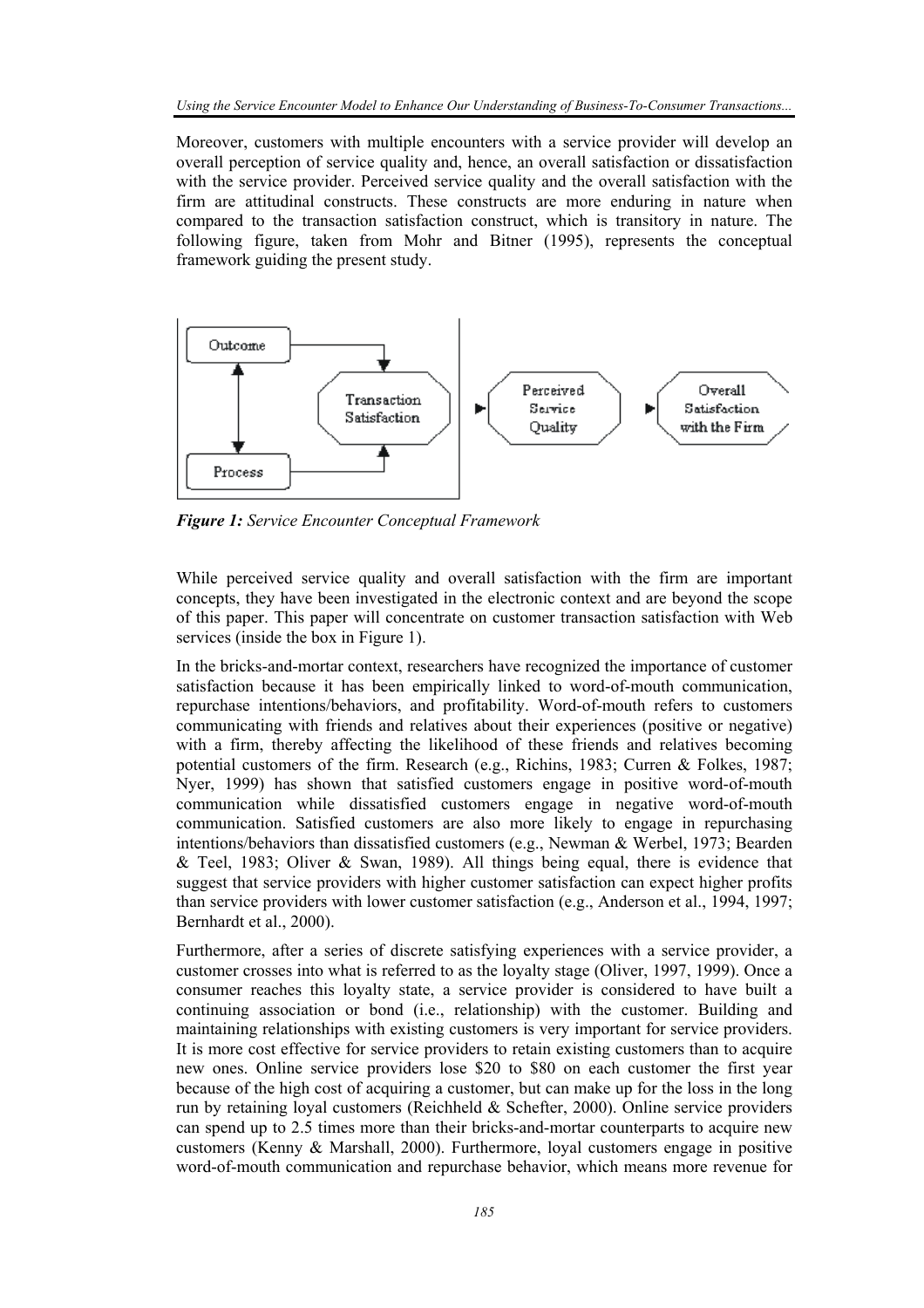Moreover, customers with multiple encounters with a service provider will develop an overall perception of service quality and, hence, an overall satisfaction or dissatisfaction with the service provider. Perceived service quality and the overall satisfaction with the firm are attitudinal constructs. These constructs are more enduring in nature when compared to the transaction satisfaction construct, which is transitory in nature. The following figure, taken from Mohr and Bitner (1995), represents the conceptual framework guiding the present study.

***Figure 1:*** *Service Encounter Conceptual Framework*

While perceived service quality and overall satisfaction with the firm are important concepts, they have been investigated in the electronic context and are beyond the scope of this paper. This paper will concentrate on customer transaction satisfaction with Web services (inside the box in Figure 1).

In the bricks-and-mortar context, researchers have recognized the importance of customer satisfaction because it has been empirically linked to word-of-mouth communication, repurchase intentions/behaviors, and profitability. Word-of-mouth refers to customers communicating with friends and relatives about their experiences (positive or negative) with a firm, thereby affecting the likelihood of these friends and relatives becoming potential customers of the firm. Research (e.g., Richins, 1983; Curren & Folkes, 1987; Nyer, 1999) has shown that satisfied customers engage in positive word-of-mouth communication while dissatisfied customers engage in negative word-of-mouth communication. Satisfied customers are also more likely to engage in repurchasing intentions/behaviors than dissatisfied customers (e.g., Newman & Werbel, 1973; Bearden & Teel, 1983; Oliver & Swan, 1989). All things being equal, there is evidence that suggest that service providers with higher customer satisfaction can expect higher profits than service providers with lower customer satisfaction (e.g., Anderson et al., 1994, 1997; Bernhardt et al., 2000).

Furthermore, after a series of discrete satisfying experiences with a service provider, a customer crosses into what is referred to as the loyalty stage (Oliver, 1997, 1999). Once a consumer reaches this loyalty state, a service provider is considered to have built a continuing association or bond (i.e., relationship) with the customer. Building and maintaining relationships with existing customers is very important for service providers. It is more cost effective for service providers to retain existing customers than to acquire new ones. Online service providers lose $20 to $80 on each customer the first year because of the high cost of acquiring a customer, but can make up for the loss in the long run by retaining loyal customers (Reichheld & Schefter, 2000). Online service providers can spend up to 2.5 times more than their bricks-and-mortar counterparts to acquire new customers (Kenny & Marshall, 2000). Furthermore, loyal customers engage in positive word-of-mouth communication and repurchase behavior, which means more revenue for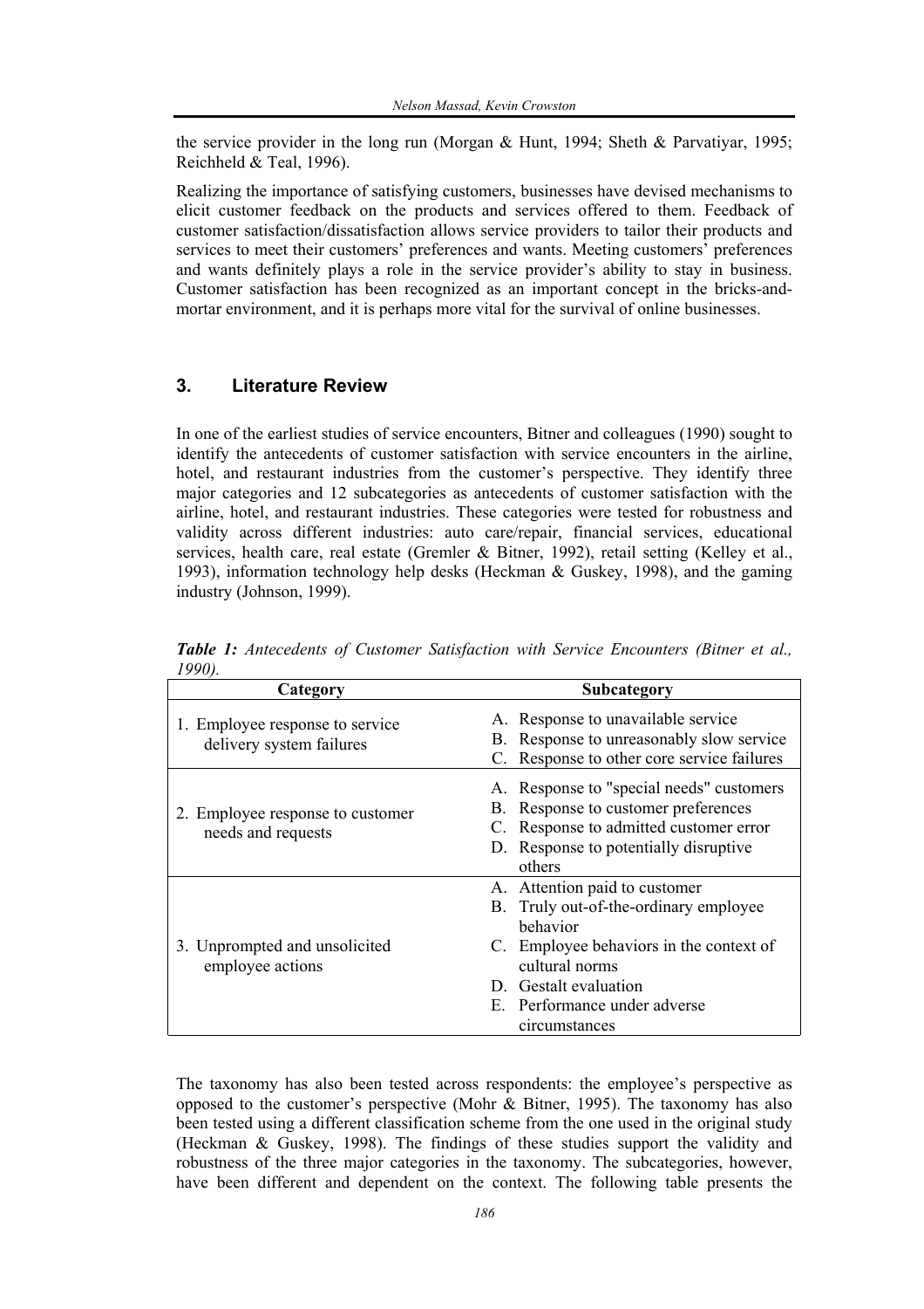the service provider in the long run (Morgan & Hunt, 1994; Sheth & Parvatiyar, 1995; Reichheld & Teal, 1996).

Realizing the importance of satisfying customers, businesses have devised mechanisms to elicit customer feedback on the products and services offered to them. Feedback of customer satisfaction/dissatisfaction allows service providers to tailor their products and services to meet their customers' preferences and wants. Meeting customers' preferences and wants definitely plays a role in the service provider's ability to stay in business. Customer satisfaction has been recognized as an important concept in the bricks-and-mortar environment, and it is perhaps more vital for the survival of online businesses.

## 3. Literature Review

In one of the earliest studies of service encounters, Bitner and colleagues (1990) sought to identify the antecedents of customer satisfaction with service encounters in the airline, hotel, and restaurant industries from the customer's perspective. They identify three major categories and 12 subcategories as antecedents of customer satisfaction with the airline, hotel, and restaurant industries. These categories were tested for robustness and validity across different industries: auto care/repair, financial services, educational services, health care, real estate (Gremler & Bitner, 1992), retail setting (Kelley et al., 1993), information technology help desks (Heckman & Guskey, 1998), and the gaming industry (Johnson, 1999).

***Table 1:*** *Antecedents of Customer Satisfaction with Service Encounters (Bitner et al., 1990).*

| Category | Subcategory |
|---|---|
| 1. Employee response to service delivery system failures | A. Response to unavailable service<br>B. Response to unreasonably slow service<br>C. Response to other core service failures |
| 2. Employee response to customer needs and requests | A. Response to "special needs" customers<br>B. Response to customer preferences<br>C. Response to admitted customer error<br>D. Response to potentially disruptive others |
| 3. Unprompted and unsolicited employee actions | A. Attention paid to customer<br>B. Truly out-of-the-ordinary employee behavior<br>C. Employee behaviors in the context of cultural norms<br>D. Gestalt evaluation<br>E. Performance under adverse circumstances |

The taxonomy has also been tested across respondents: the employee's perspective as opposed to the customer's perspective (Mohr & Bitner, 1995). The taxonomy has also been tested using a different classification scheme from the one used in the original study (Heckman & Guskey, 1998). The findings of these studies support the validity and robustness of the three major categories in the taxonomy. The subcategories, however, have been different and dependent on the context. The following table presents the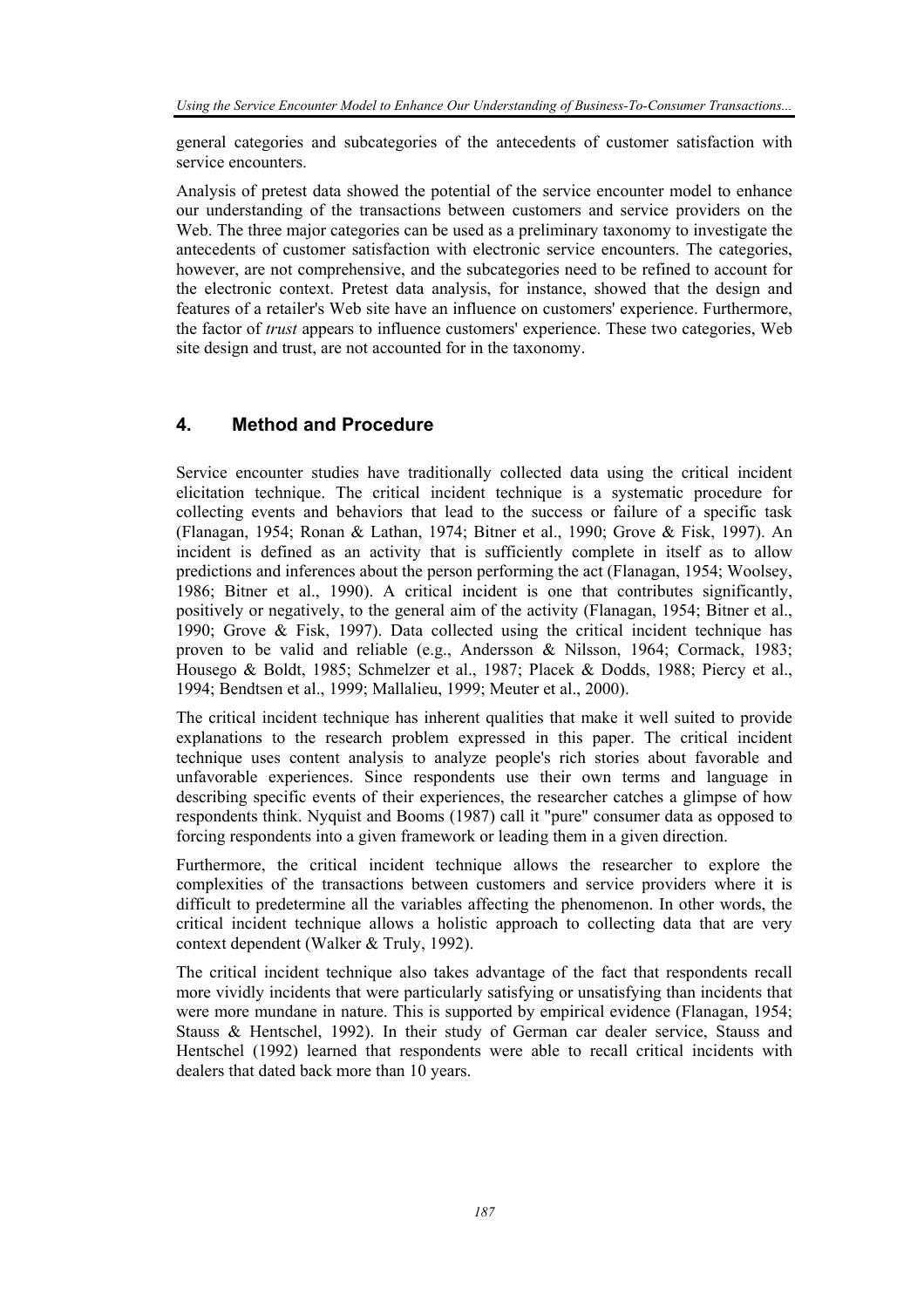general categories and subcategories of the antecedents of customer satisfaction with service encounters.

Analysis of pretest data showed the potential of the service encounter model to enhance our understanding of the transactions between customers and service providers on the Web. The three major categories can be used as a preliminary taxonomy to investigate the antecedents of customer satisfaction with electronic service encounters. The categories, however, are not comprehensive, and the subcategories need to be refined to account for the electronic context. Pretest data analysis, for instance, showed that the design and features of a retailer's Web site have an influence on customers' experience. Furthermore, the factor of *trust* appears to influence customers' experience. These two categories, Web site design and trust, are not accounted for in the taxonomy.

## 4. Method and Procedure

Service encounter studies have traditionally collected data using the critical incident elicitation technique. The critical incident technique is a systematic procedure for collecting events and behaviors that lead to the success or failure of a specific task (Flanagan, 1954; Ronan & Lathan, 1974; Bitner et al., 1990; Grove & Fisk, 1997). An incident is defined as an activity that is sufficiently complete in itself as to allow predictions and inferences about the person performing the act (Flanagan, 1954; Woolsey, 1986; Bitner et al., 1990). A critical incident is one that contributes significantly, positively or negatively, to the general aim of the activity (Flanagan, 1954; Bitner et al., 1990; Grove & Fisk, 1997). Data collected using the critical incident technique has proven to be valid and reliable (e.g., Andersson & Nilsson, 1964; Cormack, 1983; Housego & Boldt, 1985; Schmelzer et al., 1987; Placek & Dodds, 1988; Piercy et al., 1994; Bendtsen et al., 1999; Mallalieu, 1999; Meuter et al., 2000).

The critical incident technique has inherent qualities that make it well suited to provide explanations to the research problem expressed in this paper. The critical incident technique uses content analysis to analyze people's rich stories about favorable and unfavorable experiences. Since respondents use their own terms and language in describing specific events of their experiences, the researcher catches a glimpse of how respondents think. Nyquist and Booms (1987) call it "pure" consumer data as opposed to forcing respondents into a given framework or leading them in a given direction.

Furthermore, the critical incident technique allows the researcher to explore the complexities of the transactions between customers and service providers where it is difficult to predetermine all the variables affecting the phenomenon. In other words, the critical incident technique allows a holistic approach to collecting data that are very context dependent (Walker & Truly, 1992).

The critical incident technique also takes advantage of the fact that respondents recall more vividly incidents that were particularly satisfying or unsatisfying than incidents that were more mundane in nature. This is supported by empirical evidence (Flanagan, 1954; Stauss & Hentschel, 1992). In their study of German car dealer service, Stauss and Hentschel (1992) learned that respondents were able to recall critical incidents with dealers that dated back more than 10 years.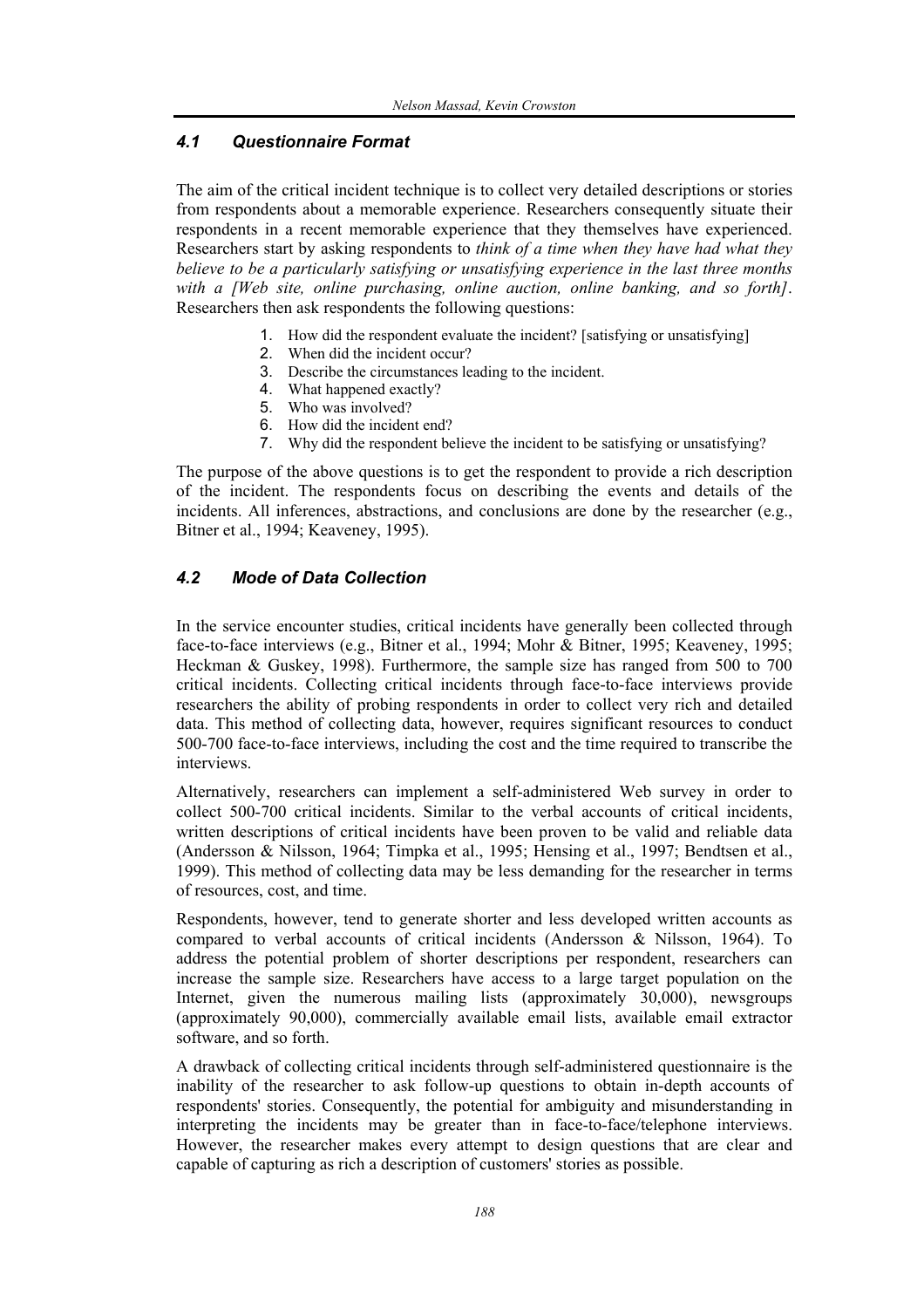### *4.1 Questionnaire Format*

The aim of the critical incident technique is to collect very detailed descriptions or stories from respondents about a memorable experience. Researchers consequently situate their respondents in a recent memorable experience that they themselves have experienced. Researchers start by asking respondents to *think of a time when they have had what they believe to be a particularly satisfying or unsatisfying experience in the last three months with a [Web site, online purchasing, online auction, online banking, and so forth]*. Researchers then ask respondents the following questions:

1. How did the respondent evaluate the incident? [satisfying or unsatisfying]
2. When did the incident occur?
3. Describe the circumstances leading to the incident.
4. What happened exactly?
5. Who was involved?
6. How did the incident end?
7. Why did the respondent believe the incident to be satisfying or unsatisfying?

The purpose of the above questions is to get the respondent to provide a rich description of the incident. The respondents focus on describing the events and details of the incidents. All inferences, abstractions, and conclusions are done by the researcher (e.g., Bitner et al., 1994; Keaveney, 1995).

### *4.2 Mode of Data Collection*

In the service encounter studies, critical incidents have generally been collected through face-to-face interviews (e.g., Bitner et al., 1994; Mohr & Bitner, 1995; Keaveney, 1995; Heckman & Guskey, 1998). Furthermore, the sample size has ranged from 500 to 700 critical incidents. Collecting critical incidents through face-to-face interviews provide researchers the ability of probing respondents in order to collect very rich and detailed data. This method of collecting data, however, requires significant resources to conduct 500-700 face-to-face interviews, including the cost and the time required to transcribe the interviews.

Alternatively, researchers can implement a self-administered Web survey in order to collect 500-700 critical incidents. Similar to the verbal accounts of critical incidents, written descriptions of critical incidents have been proven to be valid and reliable data (Andersson & Nilsson, 1964; Timpka et al., 1995; Hensing et al., 1997; Bendtsen et al., 1999). This method of collecting data may be less demanding for the researcher in terms of resources, cost, and time.

Respondents, however, tend to generate shorter and less developed written accounts as compared to verbal accounts of critical incidents (Andersson & Nilsson, 1964). To address the potential problem of shorter descriptions per respondent, researchers can increase the sample size. Researchers have access to a large target population on the Internet, given the numerous mailing lists (approximately 30,000), newsgroups (approximately 90,000), commercially available email lists, available email extractor software, and so forth.

A drawback of collecting critical incidents through self-administered questionnaire is the inability of the researcher to ask follow-up questions to obtain in-depth accounts of respondents' stories. Consequently, the potential for ambiguity and misunderstanding in interpreting the incidents may be greater than in face-to-face/telephone interviews. However, the researcher makes every attempt to design questions that are clear and capable of capturing as rich a description of customers' stories as possible.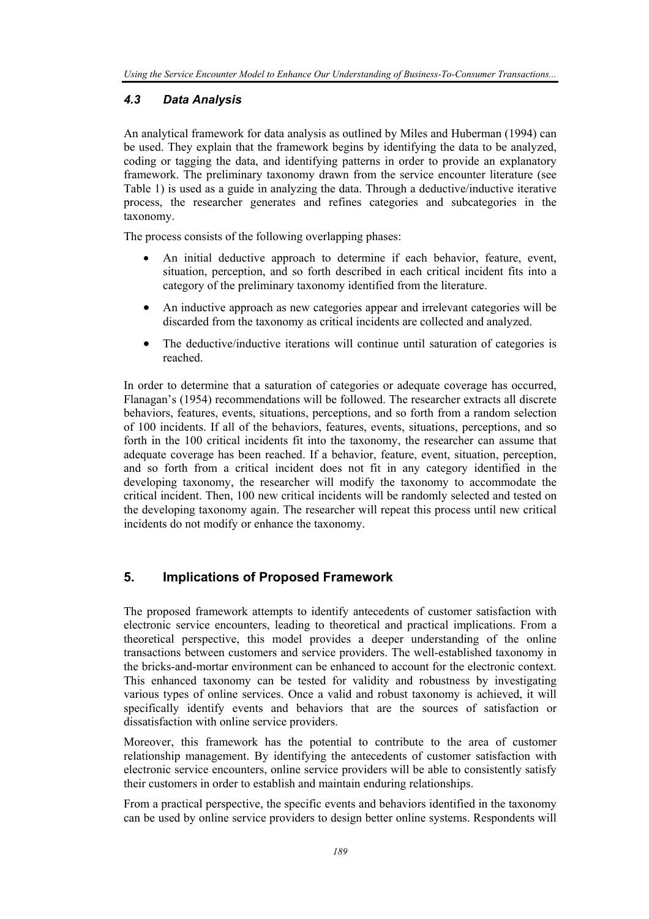### 4.3 Data Analysis

An analytical framework for data analysis as outlined by Miles and Huberman (1994) can be used. They explain that the framework begins by identifying the data to be analyzed, coding or tagging the data, and identifying patterns in order to provide an explanatory framework. The preliminary taxonomy drawn from the service encounter literature (see Table 1) is used as a guide in analyzing the data. Through a deductive/inductive iterative process, the researcher generates and refines categories and subcategories in the taxonomy.

The process consists of the following overlapping phases:

- An initial deductive approach to determine if each behavior, feature, event, situation, perception, and so forth described in each critical incident fits into a category of the preliminary taxonomy identified from the literature.
- An inductive approach as new categories appear and irrelevant categories will be discarded from the taxonomy as critical incidents are collected and analyzed.
- The deductive/inductive iterations will continue until saturation of categories is reached.

In order to determine that a saturation of categories or adequate coverage has occurred, Flanagan's (1954) recommendations will be followed. The researcher extracts all discrete behaviors, features, events, situations, perceptions, and so forth from a random selection of 100 incidents. If all of the behaviors, features, events, situations, perceptions, and so forth in the 100 critical incidents fit into the taxonomy, the researcher can assume that adequate coverage has been reached. If a behavior, feature, event, situation, perception, and so forth from a critical incident does not fit in any category identified in the developing taxonomy, the researcher will modify the taxonomy to accommodate the critical incident. Then, 100 new critical incidents will be randomly selected and tested on the developing taxonomy again. The researcher will repeat this process until new critical incidents do not modify or enhance the taxonomy.

## 5. Implications of Proposed Framework

The proposed framework attempts to identify antecedents of customer satisfaction with electronic service encounters, leading to theoretical and practical implications. From a theoretical perspective, this model provides a deeper understanding of the online transactions between customers and service providers. The well-established taxonomy in the bricks-and-mortar environment can be enhanced to account for the electronic context. This enhanced taxonomy can be tested for validity and robustness by investigating various types of online services. Once a valid and robust taxonomy is achieved, it will specifically identify events and behaviors that are the sources of satisfaction or dissatisfaction with online service providers.

Moreover, this framework has the potential to contribute to the area of customer relationship management. By identifying the antecedents of customer satisfaction with electronic service encounters, online service providers will be able to consistently satisfy their customers in order to establish and maintain enduring relationships.

From a practical perspective, the specific events and behaviors identified in the taxonomy can be used by online service providers to design better online systems. Respondents will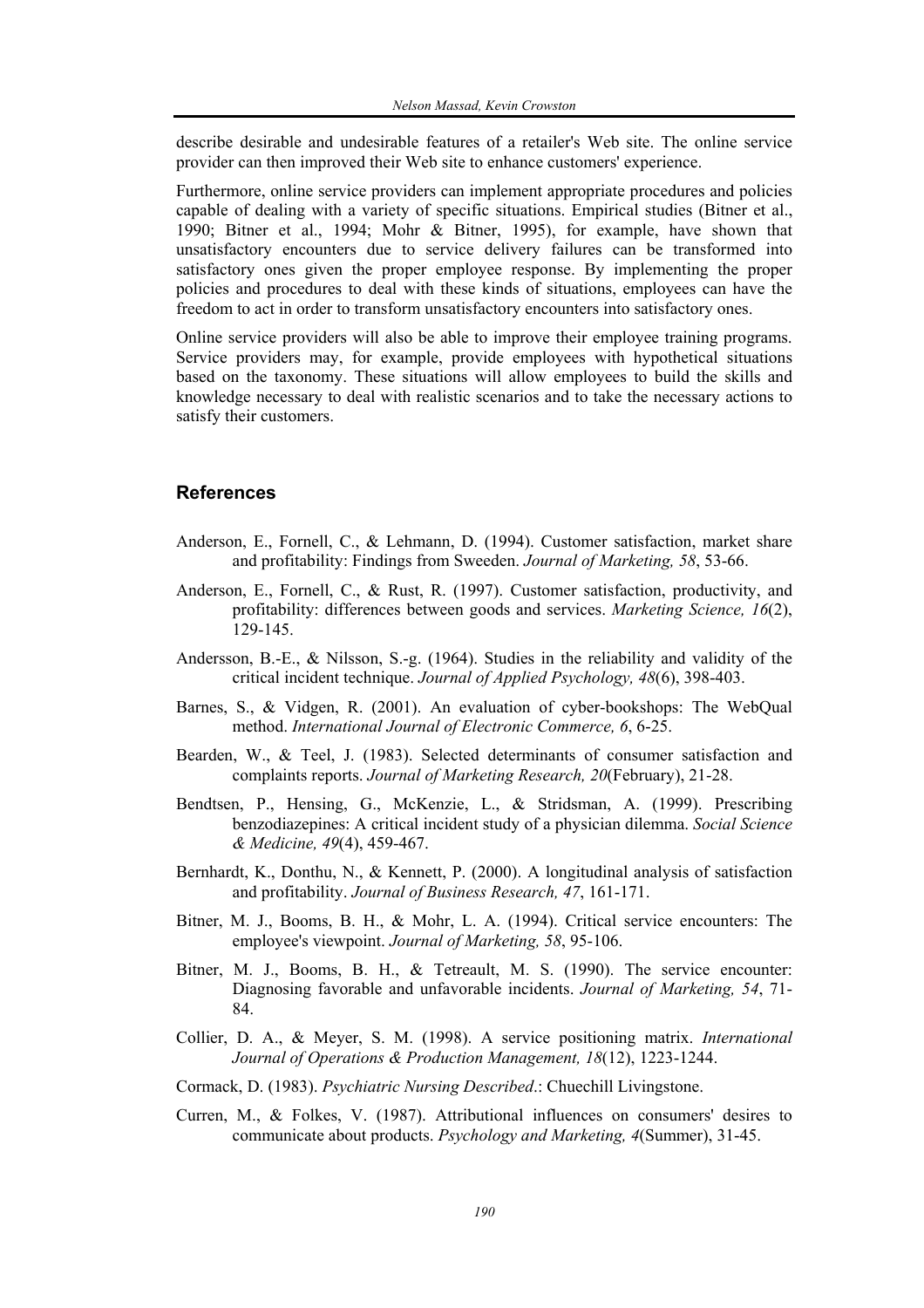describe desirable and undesirable features of a retailer's Web site. The online service provider can then improved their Web site to enhance customers' experience.

Furthermore, online service providers can implement appropriate procedures and policies capable of dealing with a variety of specific situations. Empirical studies (Bitner et al., 1990; Bitner et al., 1994; Mohr & Bitner, 1995), for example, have shown that unsatisfactory encounters due to service delivery failures can be transformed into satisfactory ones given the proper employee response. By implementing the proper policies and procedures to deal with these kinds of situations, employees can have the freedom to act in order to transform unsatisfactory encounters into satisfactory ones.

Online service providers will also be able to improve their employee training programs. Service providers may, for example, provide employees with hypothetical situations based on the taxonomy. These situations will allow employees to build the skills and knowledge necessary to deal with realistic scenarios and to take the necessary actions to satisfy their customers.

## References

Anderson, E., Fornell, C., & Lehmann, D. (1994). Customer satisfaction, market share and profitability: Findings from Sweeden. *Journal of Marketing, 58*, 53-66.

Anderson, E., Fornell, C., & Rust, R. (1997). Customer satisfaction, productivity, and profitability: differences between goods and services. *Marketing Science, 16*(2), 129-145.

Andersson, B.-E., & Nilsson, S.-g. (1964). Studies in the reliability and validity of the critical incident technique. *Journal of Applied Psychology, 48*(6), 398-403.

Barnes, S., & Vidgen, R. (2001). An evaluation of cyber-bookshops: The WebQual method. *International Journal of Electronic Commerce, 6*, 6-25.

Bearden, W., & Teel, J. (1983). Selected determinants of consumer satisfaction and complaints reports. *Journal of Marketing Research, 20*(February), 21-28.

Bendtsen, P., Hensing, G., McKenzie, L., & Stridsman, A. (1999). Prescribing benzodiazepines: A critical incident study of a physician dilemma. *Social Science & Medicine, 49*(4), 459-467.

Bernhardt, K., Donthu, N., & Kennett, P. (2000). A longitudinal analysis of satisfaction and profitability. *Journal of Business Research, 47*, 161-171.

Bitner, M. J., Booms, B. H., & Mohr, L. A. (1994). Critical service encounters: The employee's viewpoint. *Journal of Marketing, 58*, 95-106.

Bitner, M. J., Booms, B. H., & Tetreault, M. S. (1990). The service encounter: Diagnosing favorable and unfavorable incidents. *Journal of Marketing, 54*, 71-84.

Collier, D. A., & Meyer, S. M. (1998). A service positioning matrix. *International Journal of Operations & Production Management, 18*(12), 1223-1244.

Cormack, D. (1983). *Psychiatric Nursing Described*.: Chuechill Livingstone.

Curren, M., & Folkes, V. (1987). Attributional influences on consumers' desires to communicate about products. *Psychology and Marketing, 4*(Summer), 31-45.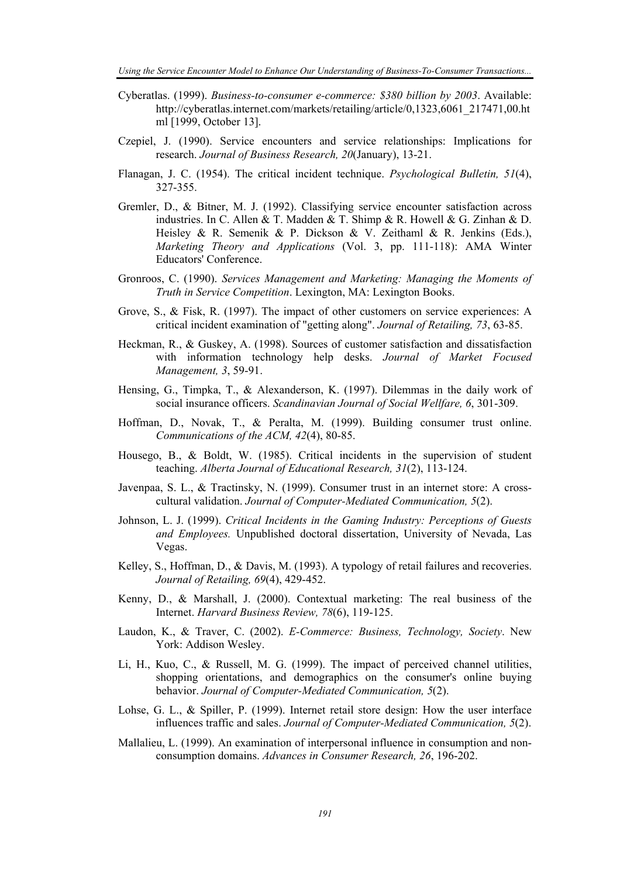Cyberatlas. (1999). *Business-to-consumer e-commerce: $380 billion by 2003*. Available: http://cyberatlas.internet.com/markets/retailing/article/0,1323,6061_217471,00.html [1999, October 13].

Czepiel, J. (1990). Service encounters and service relationships: Implications for research. *Journal of Business Research, 20*(January), 13-21.

Flanagan, J. C. (1954). The critical incident technique. *Psychological Bulletin, 51*(4), 327-355.

Gremler, D., & Bitner, M. J. (1992). Classifying service encounter satisfaction across industries. In C. Allen & T. Madden & T. Shimp & R. Howell & G. Zinhan & D. Heisley & R. Semenik & P. Dickson & V. Zeithaml & R. Jenkins (Eds.), *Marketing Theory and Applications* (Vol. 3, pp. 111-118): AMA Winter Educators' Conference.

Gronroos, C. (1990). *Services Management and Marketing: Managing the Moments of Truth in Service Competition*. Lexington, MA: Lexington Books.

Grove, S., & Fisk, R. (1997). The impact of other customers on service experiences: A critical incident examination of "getting along". *Journal of Retailing, 73*, 63-85.

Heckman, R., & Guskey, A. (1998). Sources of customer satisfaction and dissatisfaction with information technology help desks. *Journal of Market Focused Management, 3*, 59-91.

Hensing, G., Timpka, T., & Alexanderson, K. (1997). Dilemmas in the daily work of social insurance officers. *Scandinavian Journal of Social Wellfare, 6*, 301-309.

Hoffman, D., Novak, T., & Peralta, M. (1999). Building consumer trust online. *Communications of the ACM, 42*(4), 80-85.

Housego, B., & Boldt, W. (1985). Critical incidents in the supervision of student teaching. *Alberta Journal of Educational Research, 31*(2), 113-124.

Javenpaa, S. L., & Tractinsky, N. (1999). Consumer trust in an internet store: A cross-cultural validation. *Journal of Computer-Mediated Communication, 5*(2).

Johnson, L. J. (1999). *Critical Incidents in the Gaming Industry: Perceptions of Guests and Employees.* Unpublished doctoral dissertation, University of Nevada, Las Vegas.

Kelley, S., Hoffman, D., & Davis, M. (1993). A typology of retail failures and recoveries. *Journal of Retailing, 69*(4), 429-452.

Kenny, D., & Marshall, J. (2000). Contextual marketing: The real business of the Internet. *Harvard Business Review, 78*(6), 119-125.

Laudon, K., & Traver, C. (2002). *E-Commerce: Business, Technology, Society*. New York: Addison Wesley.

Li, H., Kuo, C., & Russell, M. G. (1999). The impact of perceived channel utilities, shopping orientations, and demographics on the consumer's online buying behavior. *Journal of Computer-Mediated Communication, 5*(2).

Lohse, G. L., & Spiller, P. (1999). Internet retail store design: How the user interface influences traffic and sales. *Journal of Computer-Mediated Communication, 5*(2).

Mallalieu, L. (1999). An examination of interpersonal influence in consumption and non-consumption domains. *Advances in Consumer Research, 26*, 196-202.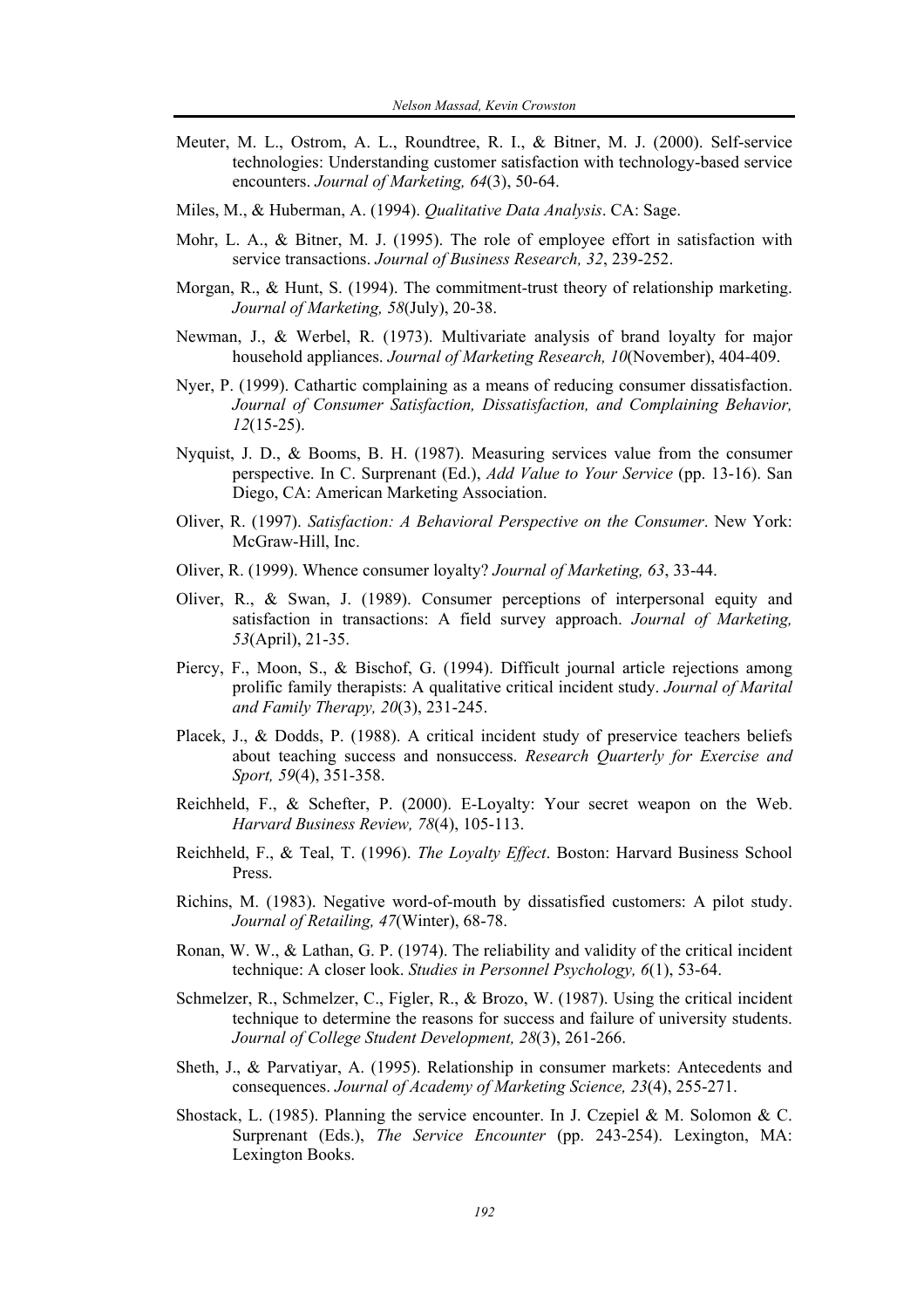Meuter, M. L., Ostrom, A. L., Roundtree, R. I., & Bitner, M. J. (2000). Self-service technologies: Understanding customer satisfaction with technology-based service encounters. *Journal of Marketing, 64*(3), 50-64.

Miles, M., & Huberman, A. (1994). *Qualitative Data Analysis*. CA: Sage.

Mohr, L. A., & Bitner, M. J. (1995). The role of employee effort in satisfaction with service transactions. *Journal of Business Research, 32*, 239-252.

Morgan, R., & Hunt, S. (1994). The commitment-trust theory of relationship marketing. *Journal of Marketing, 58*(July), 20-38.

Newman, J., & Werbel, R. (1973). Multivariate analysis of brand loyalty for major household appliances. *Journal of Marketing Research, 10*(November), 404-409.

Nyer, P. (1999). Cathartic complaining as a means of reducing consumer dissatisfaction. *Journal of Consumer Satisfaction, Dissatisfaction, and Complaining Behavior, 12*(15-25).

Nyquist, J. D., & Booms, B. H. (1987). Measuring services value from the consumer perspective. In C. Surprenant (Ed.), *Add Value to Your Service* (pp. 13-16). San Diego, CA: American Marketing Association.

Oliver, R. (1997). *Satisfaction: A Behavioral Perspective on the Consumer*. New York: McGraw-Hill, Inc.

Oliver, R. (1999). Whence consumer loyalty? *Journal of Marketing, 63*, 33-44.

Oliver, R., & Swan, J. (1989). Consumer perceptions of interpersonal equity and satisfaction in transactions: A field survey approach. *Journal of Marketing, 53*(April), 21-35.

Piercy, F., Moon, S., & Bischof, G. (1994). Difficult journal article rejections among prolific family therapists: A qualitative critical incident study. *Journal of Marital and Family Therapy, 20*(3), 231-245.

Placek, J., & Dodds, P. (1988). A critical incident study of preservice teachers beliefs about teaching success and nonsuccess. *Research Quarterly for Exercise and Sport, 59*(4), 351-358.

Reichheld, F., & Schefter, P. (2000). E-Loyalty: Your secret weapon on the Web. *Harvard Business Review, 78*(4), 105-113.

Reichheld, F., & Teal, T. (1996). *The Loyalty Effect*. Boston: Harvard Business School Press.

Richins, M. (1983). Negative word-of-mouth by dissatisfied customers: A pilot study. *Journal of Retailing, 47*(Winter), 68-78.

Ronan, W. W., & Lathan, G. P. (1974). The reliability and validity of the critical incident technique: A closer look. *Studies in Personnel Psychology, 6*(1), 53-64.

Schmelzer, R., Schmelzer, C., Figler, R., & Brozo, W. (1987). Using the critical incident technique to determine the reasons for success and failure of university students. *Journal of College Student Development, 28*(3), 261-266.

Sheth, J., & Parvatiyar, A. (1995). Relationship in consumer markets: Antecedents and consequences. *Journal of Academy of Marketing Science, 23*(4), 255-271.

Shostack, L. (1985). Planning the service encounter. In J. Czepiel & M. Solomon & C. Surprenant (Eds.), *The Service Encounter* (pp. 243-254). Lexington, MA: Lexington Books.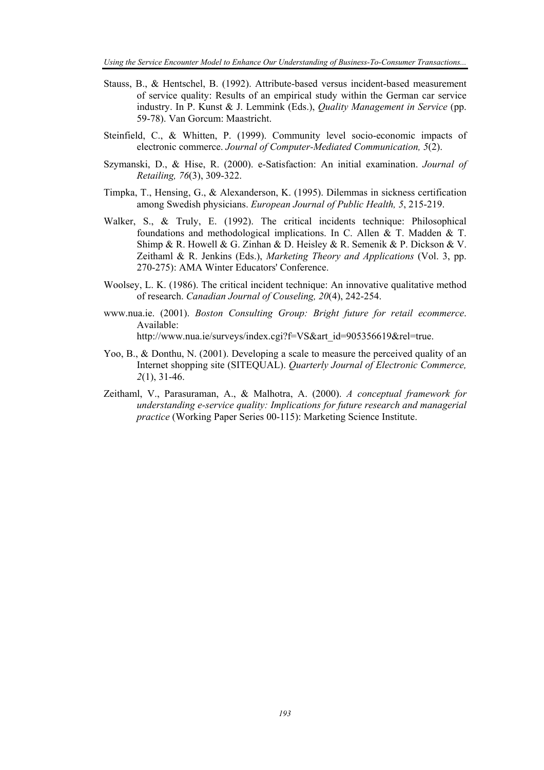Stauss, B., & Hentschel, B. (1992). Attribute-based versus incident-based measurement of service quality: Results of an empirical study within the German car service industry. In P. Kunst & J. Lemmink (Eds.), *Quality Management in Service* (pp. 59-78). Van Gorcum: Maastricht.

Steinfield, C., & Whitten, P. (1999). Community level socio-economic impacts of electronic commerce. *Journal of Computer-Mediated Communication, 5*(2).

Szymanski, D., & Hise, R. (2000). e-Satisfaction: An initial examination. *Journal of Retailing, 76*(3), 309-322.

Timpka, T., Hensing, G., & Alexanderson, K. (1995). Dilemmas in sickness certification among Swedish physicians. *European Journal of Public Health, 5*, 215-219.

Walker, S., & Truly, E. (1992). The critical incidents technique: Philosophical foundations and methodological implications. In C. Allen & T. Madden & T. Shimp & R. Howell & G. Zinhan & D. Heisley & R. Semenik & P. Dickson & V. Zeithaml & R. Jenkins (Eds.), *Marketing Theory and Applications* (Vol. 3, pp. 270-275): AMA Winter Educators' Conference.

Woolsey, L. K. (1986). The critical incident technique: An innovative qualitative method of research. *Canadian Journal of Couseling, 20*(4), 242-254.

www.nua.ie. (2001). *Boston Consulting Group: Bright future for retail ecommerce*. Available: http://www.nua.ie/surveys/index.cgi?f=VS&art_id=905356619&rel=true.

Yoo, B., & Donthu, N. (2001). Developing a scale to measure the perceived quality of an Internet shopping site (SITEQUAL). *Quarterly Journal of Electronic Commerce, 2*(1), 31-46.

Zeithaml, V., Parasuraman, A., & Malhotra, A. (2000). *A conceptual framework for understanding e-service quality: Implications for future research and managerial practice* (Working Paper Series 00-115): Marketing Science Institute.